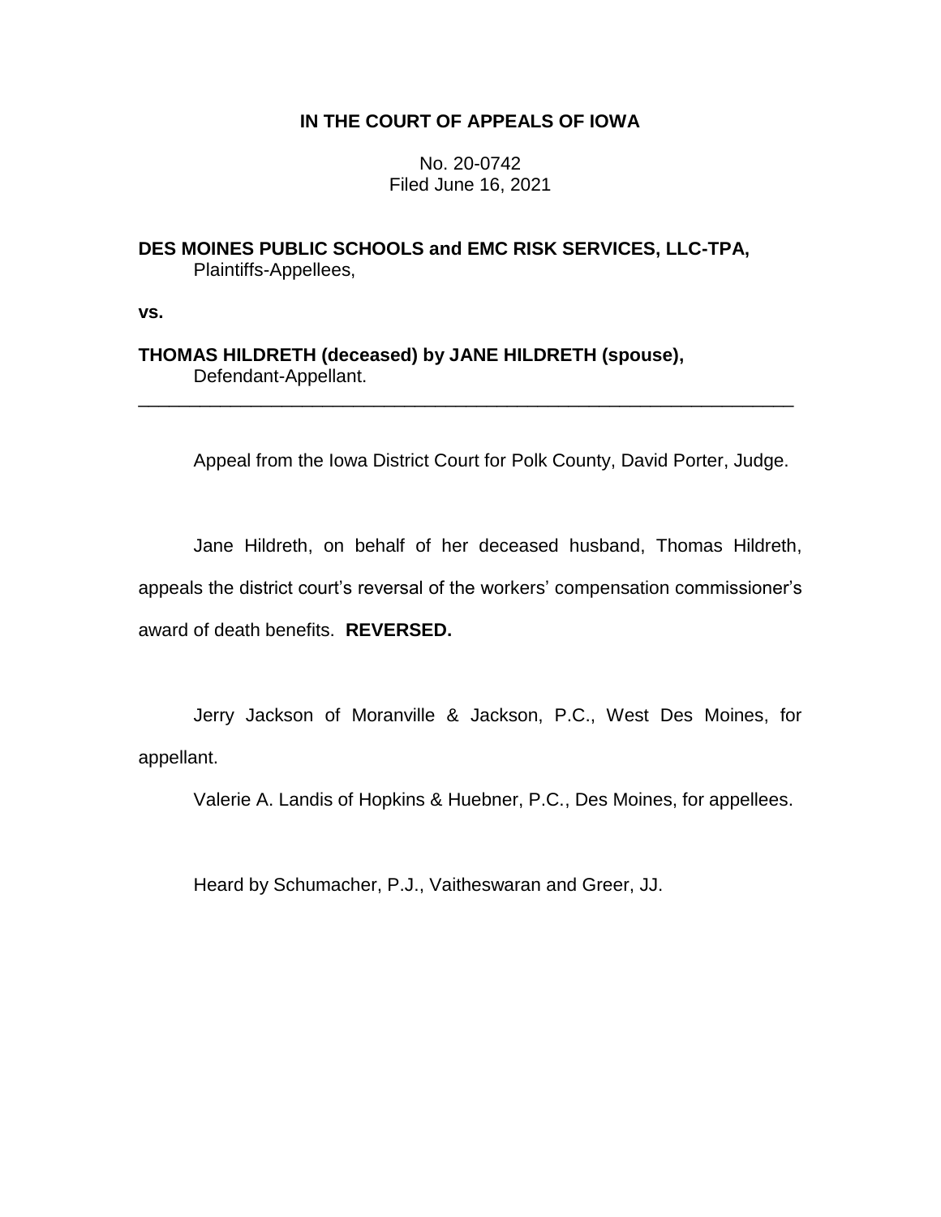**IN THE COURT OF APPEALS OF IOWA**

No. 20-0742
Filed June 16, 2021

**DES MOINES PUBLIC SCHOOLS and EMC RISK SERVICES, LLC-TPA,**
Plaintiffs-Appellees,

**vs.**

**THOMAS HILDRETH (deceased) by JANE HILDRETH (spouse),**
Defendant-Appellant.

---

Appeal from the Iowa District Court for Polk County, David Porter, Judge.

Jane Hildreth, on behalf of her deceased husband, Thomas Hildreth, appeals the district court's reversal of the workers' compensation commissioner's award of death benefits. **REVERSED.**

Jerry Jackson of Moranville & Jackson, P.C., West Des Moines, for appellant.

Valerie A. Landis of Hopkins & Huebner, P.C., Des Moines, for appellees.

Heard by Schumacher, P.J., Vaitheswaran and Greer, JJ.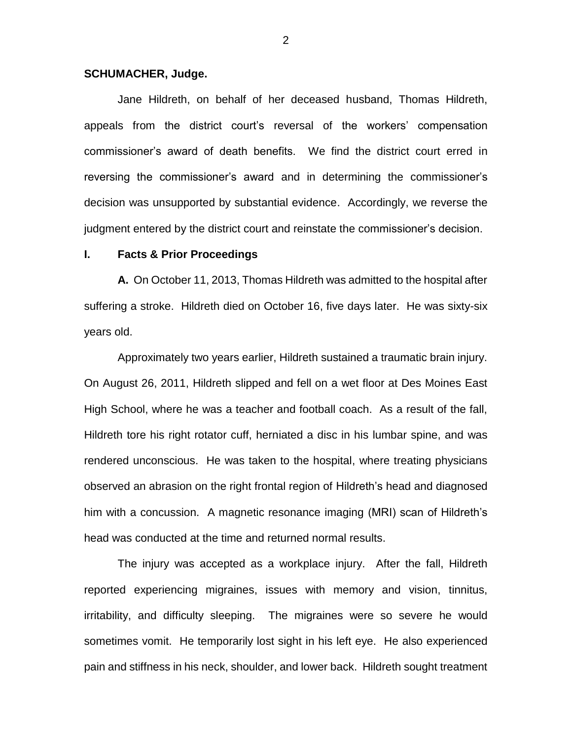**SCHUMACHER, Judge.**

Jane Hildreth, on behalf of her deceased husband, Thomas Hildreth, appeals from the district court's reversal of the workers' compensation commissioner's award of death benefits. We find the district court erred in reversing the commissioner's award and in determining the commissioner's decision was unsupported by substantial evidence. Accordingly, we reverse the judgment entered by the district court and reinstate the commissioner's decision.

## I. Facts & Prior Proceedings

**A.** On October 11, 2013, Thomas Hildreth was admitted to the hospital after suffering a stroke. Hildreth died on October 16, five days later. He was sixty-six years old.

Approximately two years earlier, Hildreth sustained a traumatic brain injury. On August 26, 2011, Hildreth slipped and fell on a wet floor at Des Moines East High School, where he was a teacher and football coach. As a result of the fall, Hildreth tore his right rotator cuff, herniated a disc in his lumbar spine, and was rendered unconscious. He was taken to the hospital, where treating physicians observed an abrasion on the right frontal region of Hildreth's head and diagnosed him with a concussion. A magnetic resonance imaging (MRI) scan of Hildreth's head was conducted at the time and returned normal results.

The injury was accepted as a workplace injury. After the fall, Hildreth reported experiencing migraines, issues with memory and vision, tinnitus, irritability, and difficulty sleeping. The migraines were so severe he would sometimes vomit. He temporarily lost sight in his left eye. He also experienced pain and stiffness in his neck, shoulder, and lower back. Hildreth sought treatment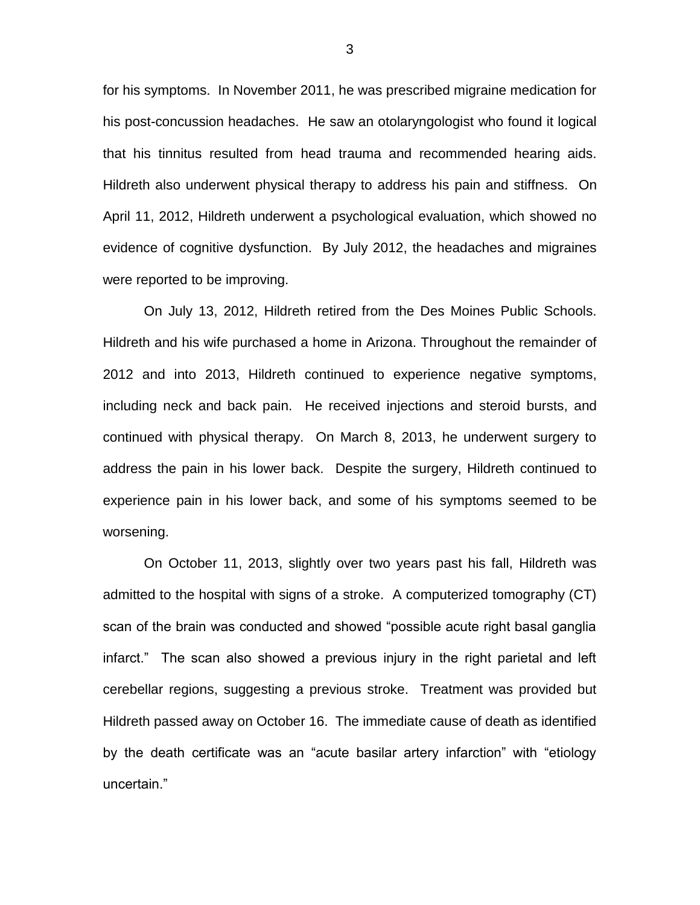for his symptoms. In November 2011, he was prescribed migraine medication for his post-concussion headaches. He saw an otolaryngologist who found it logical that his tinnitus resulted from head trauma and recommended hearing aids. Hildreth also underwent physical therapy to address his pain and stiffness. On April 11, 2012, Hildreth underwent a psychological evaluation, which showed no evidence of cognitive dysfunction. By July 2012, the headaches and migraines were reported to be improving.

On July 13, 2012, Hildreth retired from the Des Moines Public Schools. Hildreth and his wife purchased a home in Arizona. Throughout the remainder of 2012 and into 2013, Hildreth continued to experience negative symptoms, including neck and back pain. He received injections and steroid bursts, and continued with physical therapy. On March 8, 2013, he underwent surgery to address the pain in his lower back. Despite the surgery, Hildreth continued to experience pain in his lower back, and some of his symptoms seemed to be worsening.

On October 11, 2013, slightly over two years past his fall, Hildreth was admitted to the hospital with signs of a stroke. A computerized tomography (CT) scan of the brain was conducted and showed "possible acute right basal ganglia infarct." The scan also showed a previous injury in the right parietal and left cerebellar regions, suggesting a previous stroke. Treatment was provided but Hildreth passed away on October 16. The immediate cause of death as identified by the death certificate was an "acute basilar artery infarction" with "etiology uncertain."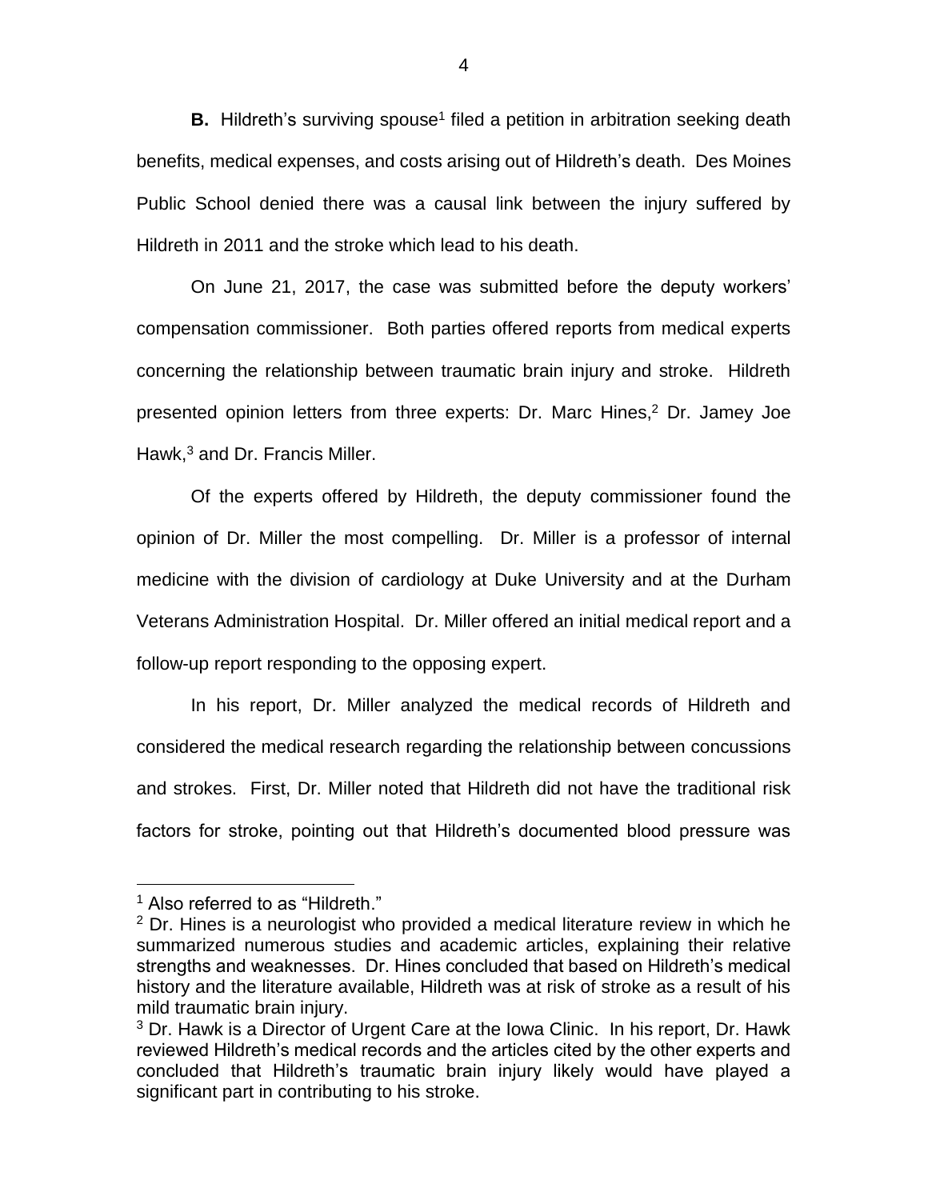**B.** Hildreth's surviving spouse[1] filed a petition in arbitration seeking death benefits, medical expenses, and costs arising out of Hildreth's death. Des Moines Public School denied there was a causal link between the injury suffered by Hildreth in 2011 and the stroke which lead to his death.

On June 21, 2017, the case was submitted before the deputy workers' compensation commissioner. Both parties offered reports from medical experts concerning the relationship between traumatic brain injury and stroke. Hildreth presented opinion letters from three experts: Dr. Marc Hines,[2] Dr. Jamey Joe Hawk,[3] and Dr. Francis Miller.

Of the experts offered by Hildreth, the deputy commissioner found the opinion of Dr. Miller the most compelling. Dr. Miller is a professor of internal medicine with the division of cardiology at Duke University and at the Durham Veterans Administration Hospital. Dr. Miller offered an initial medical report and a follow-up report responding to the opposing expert.

In his report, Dr. Miller analyzed the medical records of Hildreth and considered the medical research regarding the relationship between concussions and strokes. First, Dr. Miller noted that Hildreth did not have the traditional risk factors for stroke, pointing out that Hildreth's documented blood pressure was

---

[1] Also referred to as "Hildreth."

[2] Dr. Hines is a neurologist who provided a medical literature review in which he summarized numerous studies and academic articles, explaining their relative strengths and weaknesses. Dr. Hines concluded that based on Hildreth's medical history and the literature available, Hildreth was at risk of stroke as a result of his mild traumatic brain injury.

[3] Dr. Hawk is a Director of Urgent Care at the Iowa Clinic. In his report, Dr. Hawk reviewed Hildreth's medical records and the articles cited by the other experts and concluded that Hildreth's traumatic brain injury likely would have played a significant part in contributing to his stroke.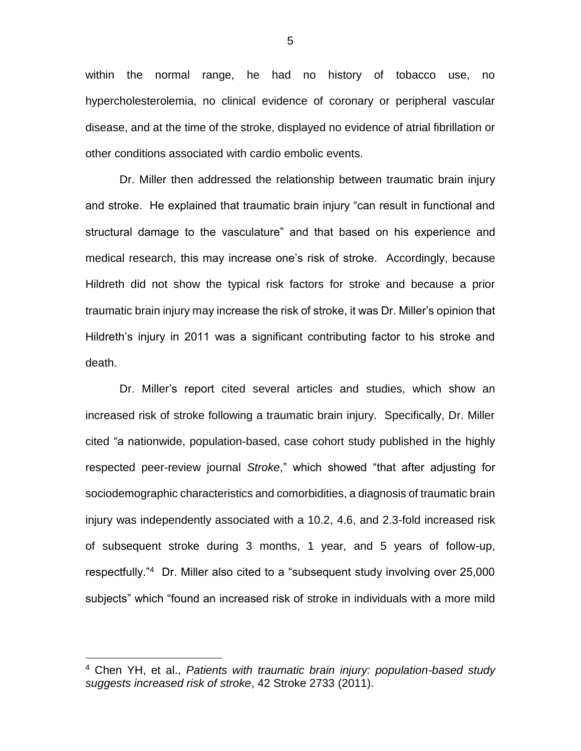within the normal range, he had no history of tobacco use, no hypercholesterolemia, no clinical evidence of coronary or peripheral vascular disease, and at the time of the stroke, displayed no evidence of atrial fibrillation or other conditions associated with cardio embolic events.

Dr. Miller then addressed the relationship between traumatic brain injury and stroke. He explained that traumatic brain injury "can result in functional and structural damage to the vasculature" and that based on his experience and medical research, this may increase one's risk of stroke. Accordingly, because Hildreth did not show the typical risk factors for stroke and because a prior traumatic brain injury may increase the risk of stroke, it was Dr. Miller's opinion that Hildreth's injury in 2011 was a significant contributing factor to his stroke and death.

Dr. Miller's report cited several articles and studies, which show an increased risk of stroke following a traumatic brain injury. Specifically, Dr. Miller cited "a nationwide, population-based, case cohort study published in the highly respected peer-review journal *Stroke*," which showed "that after adjusting for sociodemographic characteristics and comorbidities, a diagnosis of traumatic brain injury was independently associated with a 10.2, 4.6, and 2.3-fold increased risk of subsequent stroke during 3 months, 1 year, and 5 years of follow-up, respectfully."[4] Dr. Miller also cited to a "subsequent study involving over 25,000 subjects" which "found an increased risk of stroke in individuals with a more mild

---

[4] Chen YH, et al., *Patients with traumatic brain injury: population-based study suggests increased risk of stroke*, 42 Stroke 2733 (2011).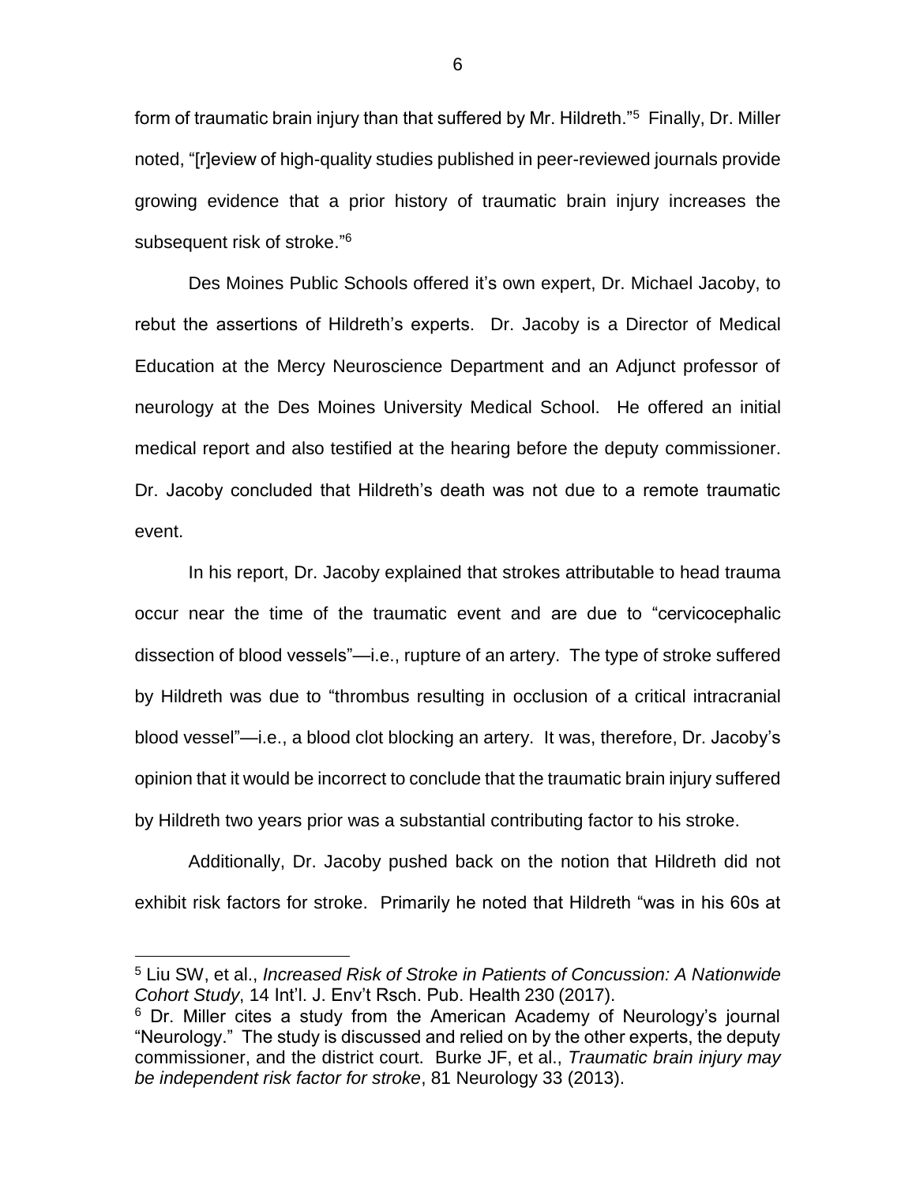form of traumatic brain injury than that suffered by Mr. Hildreth."[5] Finally, Dr. Miller noted, "[r]eview of high-quality studies published in peer-reviewed journals provide growing evidence that a prior history of traumatic brain injury increases the subsequent risk of stroke."[6]

Des Moines Public Schools offered it's own expert, Dr. Michael Jacoby, to rebut the assertions of Hildreth's experts. Dr. Jacoby is a Director of Medical Education at the Mercy Neuroscience Department and an Adjunct professor of neurology at the Des Moines University Medical School. He offered an initial medical report and also testified at the hearing before the deputy commissioner. Dr. Jacoby concluded that Hildreth's death was not due to a remote traumatic event.

In his report, Dr. Jacoby explained that strokes attributable to head trauma occur near the time of the traumatic event and are due to "cervicocephalic dissection of blood vessels"—i.e., rupture of an artery. The type of stroke suffered by Hildreth was due to "thrombus resulting in occlusion of a critical intracranial blood vessel"—i.e., a blood clot blocking an artery. It was, therefore, Dr. Jacoby's opinion that it would be incorrect to conclude that the traumatic brain injury suffered by Hildreth two years prior was a substantial contributing factor to his stroke.

Additionally, Dr. Jacoby pushed back on the notion that Hildreth did not exhibit risk factors for stroke. Primarily he noted that Hildreth "was in his 60s at

---

[5] Liu SW, et al., *Increased Risk of Stroke in Patients of Concussion: A Nationwide Cohort Study*, 14 Int'l. J. Env't Rsch. Pub. Health 230 (2017).

[6] Dr. Miller cites a study from the American Academy of Neurology's journal "Neurology." The study is discussed and relied on by the other experts, the deputy commissioner, and the district court. Burke JF, et al., *Traumatic brain injury may be independent risk factor for stroke*, 81 Neurology 33 (2013).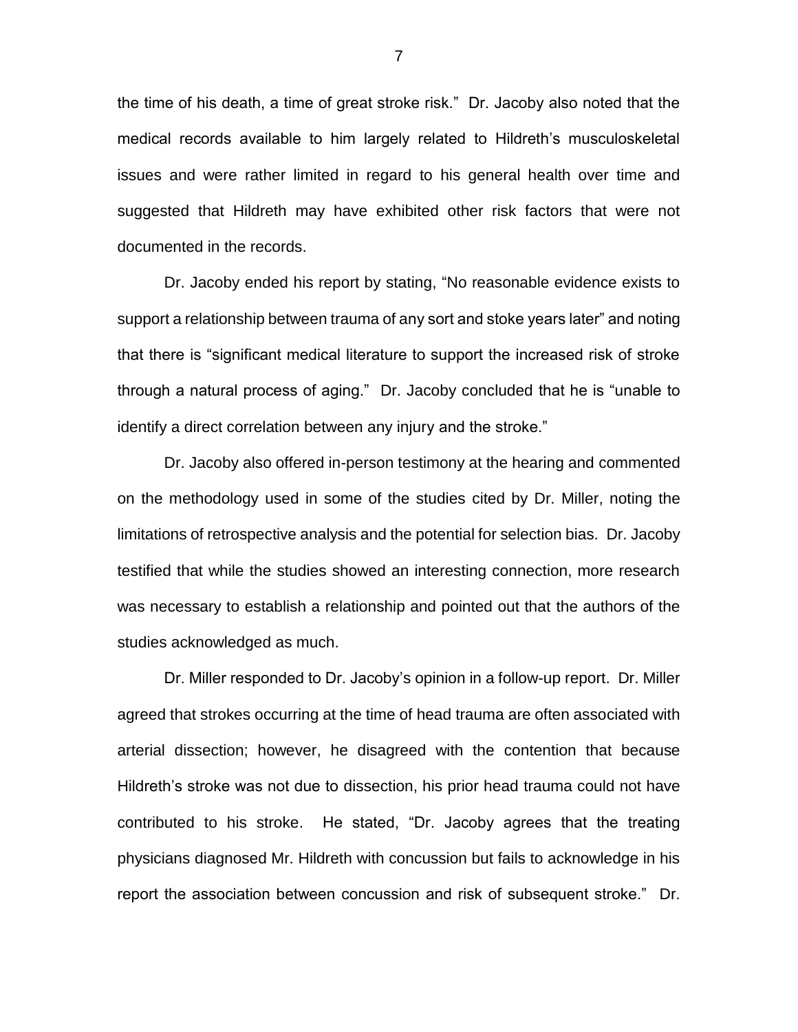the time of his death, a time of great stroke risk." Dr. Jacoby also noted that the medical records available to him largely related to Hildreth's musculoskeletal issues and were rather limited in regard to his general health over time and suggested that Hildreth may have exhibited other risk factors that were not documented in the records.

Dr. Jacoby ended his report by stating, "No reasonable evidence exists to support a relationship between trauma of any sort and stoke years later" and noting that there is "significant medical literature to support the increased risk of stroke through a natural process of aging." Dr. Jacoby concluded that he is "unable to identify a direct correlation between any injury and the stroke."

Dr. Jacoby also offered in-person testimony at the hearing and commented on the methodology used in some of the studies cited by Dr. Miller, noting the limitations of retrospective analysis and the potential for selection bias. Dr. Jacoby testified that while the studies showed an interesting connection, more research was necessary to establish a relationship and pointed out that the authors of the studies acknowledged as much.

Dr. Miller responded to Dr. Jacoby's opinion in a follow-up report. Dr. Miller agreed that strokes occurring at the time of head trauma are often associated with arterial dissection; however, he disagreed with the contention that because Hildreth's stroke was not due to dissection, his prior head trauma could not have contributed to his stroke. He stated, "Dr. Jacoby agrees that the treating physicians diagnosed Mr. Hildreth with concussion but fails to acknowledge in his report the association between concussion and risk of subsequent stroke." Dr.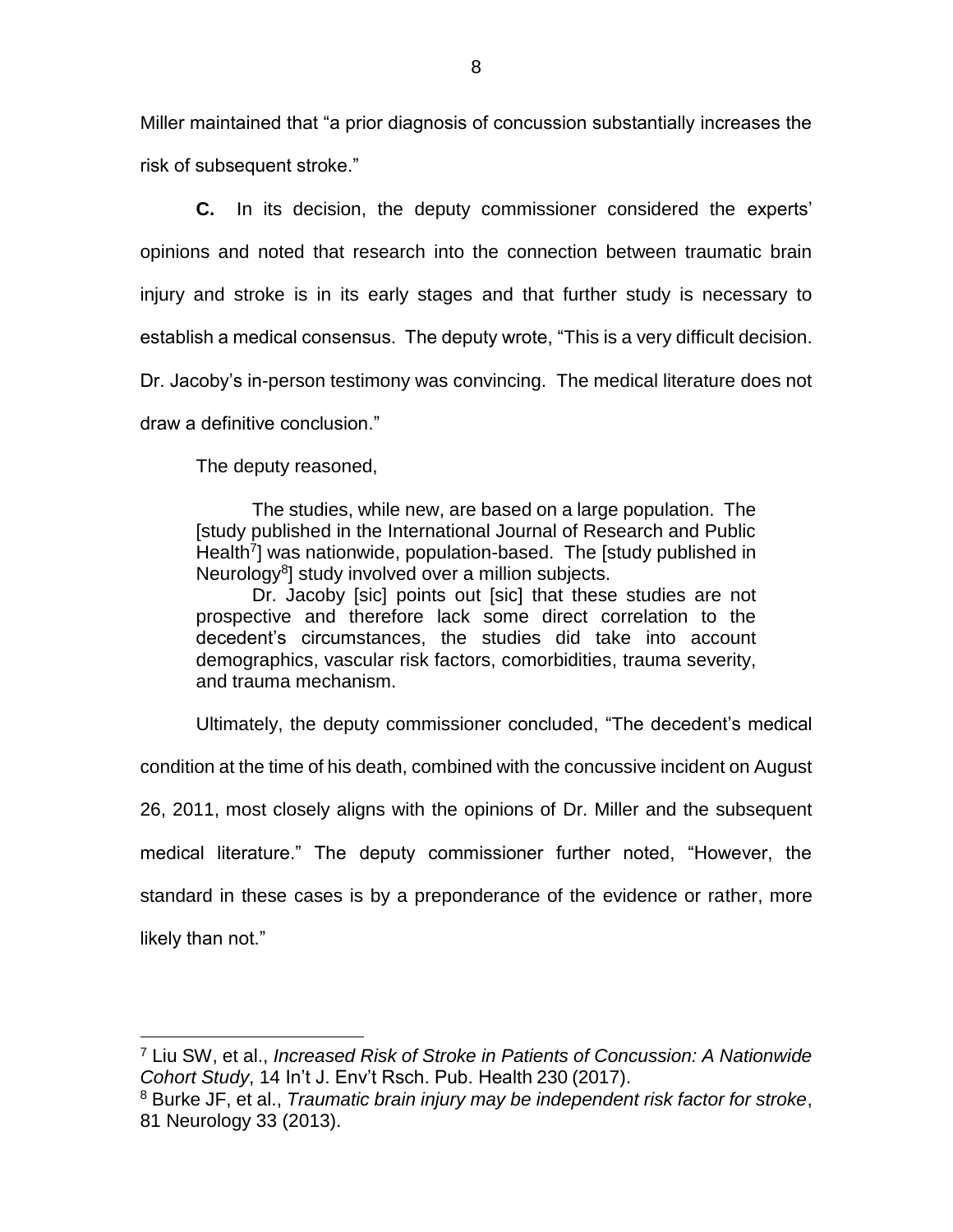Miller maintained that “a prior diagnosis of concussion substantially increases the risk of subsequent stroke.”

**C.** In its decision, the deputy commissioner considered the experts’ opinions and noted that research into the connection between traumatic brain injury and stroke is in its early stages and that further study is necessary to establish a medical consensus. The deputy wrote, “This is a very difficult decision. Dr. Jacoby’s in-person testimony was convincing. The medical literature does not draw a definitive conclusion.”

The deputy reasoned,

> The studies, while new, are based on a large population. The [study published in the International Journal of Research and Public Health[7]] was nationwide, population-based. The [study published in Neurology[8]] study involved over a million subjects.
>
> Dr. Jacoby [sic] points out [sic] that these studies are not prospective and therefore lack some direct correlation to the decedent’s circumstances, the studies did take into account demographics, vascular risk factors, comorbidities, trauma severity, and trauma mechanism.

Ultimately, the deputy commissioner concluded, “The decedent’s medical condition at the time of his death, combined with the concussive incident on August 26, 2011, most closely aligns with the opinions of Dr. Miller and the subsequent medical literature.” The deputy commissioner further noted, “However, the standard in these cases is by a preponderance of the evidence or rather, more likely than not.”

---

[7] Liu SW, et al., *Increased Risk of Stroke in Patients of Concussion: A Nationwide Cohort Study*, 14 In’t J. Env’t Rsch. Pub. Health 230 (2017).

[8] Burke JF, et al., *Traumatic brain injury may be independent risk factor for stroke*, 81 Neurology 33 (2013).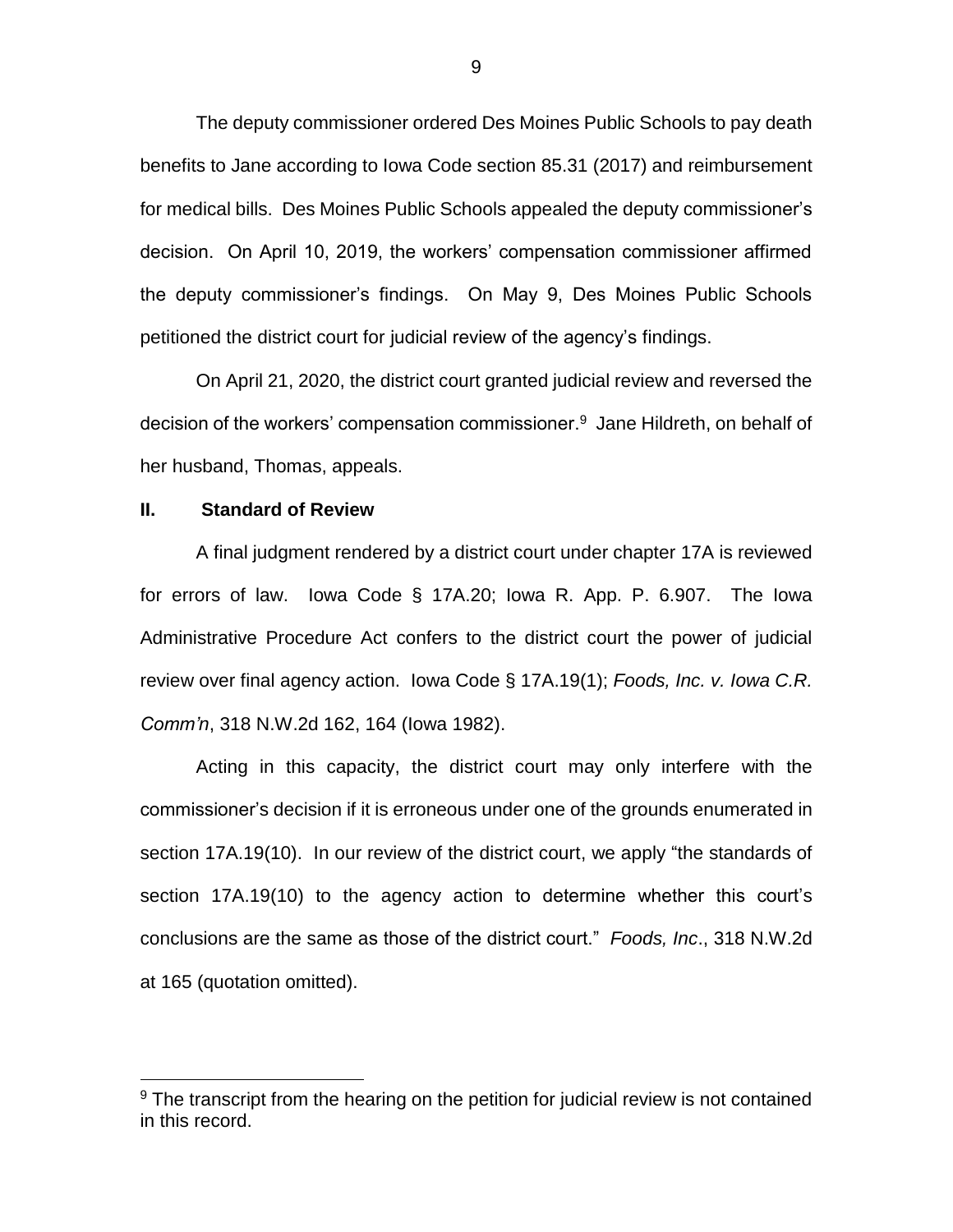The deputy commissioner ordered Des Moines Public Schools to pay death benefits to Jane according to Iowa Code section 85.31 (2017) and reimbursement for medical bills. Des Moines Public Schools appealed the deputy commissioner's decision. On April 10, 2019, the workers' compensation commissioner affirmed the deputy commissioner's findings. On May 9, Des Moines Public Schools petitioned the district court for judicial review of the agency's findings.

On April 21, 2020, the district court granted judicial review and reversed the decision of the workers' compensation commissioner.[9] Jane Hildreth, on behalf of her husband, Thomas, appeals.

## II. Standard of Review

A final judgment rendered by a district court under chapter 17A is reviewed for errors of law. Iowa Code § 17A.20; Iowa R. App. P. 6.907. The Iowa Administrative Procedure Act confers to the district court the power of judicial review over final agency action. Iowa Code § 17A.19(1); *Foods, Inc. v. Iowa C.R. Comm'n*, 318 N.W.2d 162, 164 (Iowa 1982).

Acting in this capacity, the district court may only interfere with the commissioner's decision if it is erroneous under one of the grounds enumerated in section 17A.19(10). In our review of the district court, we apply "the standards of section 17A.19(10) to the agency action to determine whether this court's conclusions are the same as those of the district court." *Foods, Inc*., 318 N.W.2d at 165 (quotation omitted).

---

[9] The transcript from the hearing on the petition for judicial review is not contained in this record.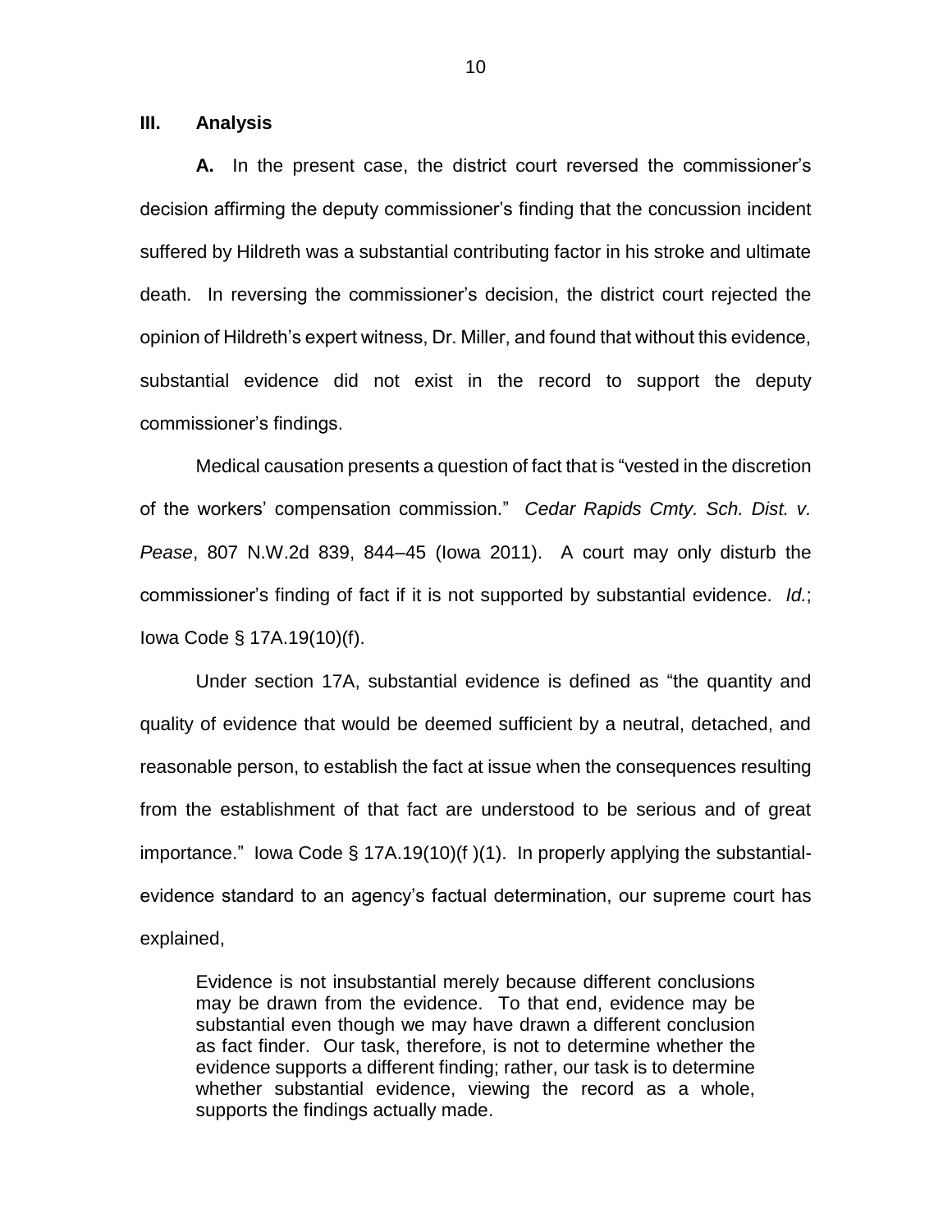## III. Analysis

**A.** In the present case, the district court reversed the commissioner's decision affirming the deputy commissioner's finding that the concussion incident suffered by Hildreth was a substantial contributing factor in his stroke and ultimate death. In reversing the commissioner's decision, the district court rejected the opinion of Hildreth's expert witness, Dr. Miller, and found that without this evidence, substantial evidence did not exist in the record to support the deputy commissioner's findings.

Medical causation presents a question of fact that is "vested in the discretion of the workers' compensation commission." *Cedar Rapids Cmty. Sch. Dist. v. Pease*, 807 N.W.2d 839, 844–45 (Iowa 2011). A court may only disturb the commissioner's finding of fact if it is not supported by substantial evidence. *Id.*; Iowa Code § 17A.19(10)(f).

Under section 17A, substantial evidence is defined as "the quantity and quality of evidence that would be deemed sufficient by a neutral, detached, and reasonable person, to establish the fact at issue when the consequences resulting from the establishment of that fact are understood to be serious and of great importance." Iowa Code § 17A.19(10)(f )(1). In properly applying the substantial-evidence standard to an agency's factual determination, our supreme court has explained,

> Evidence is not insubstantial merely because different conclusions may be drawn from the evidence. To that end, evidence may be substantial even though we may have drawn a different conclusion as fact finder. Our task, therefore, is not to determine whether the evidence supports a different finding; rather, our task is to determine whether substantial evidence, viewing the record as a whole, supports the findings actually made.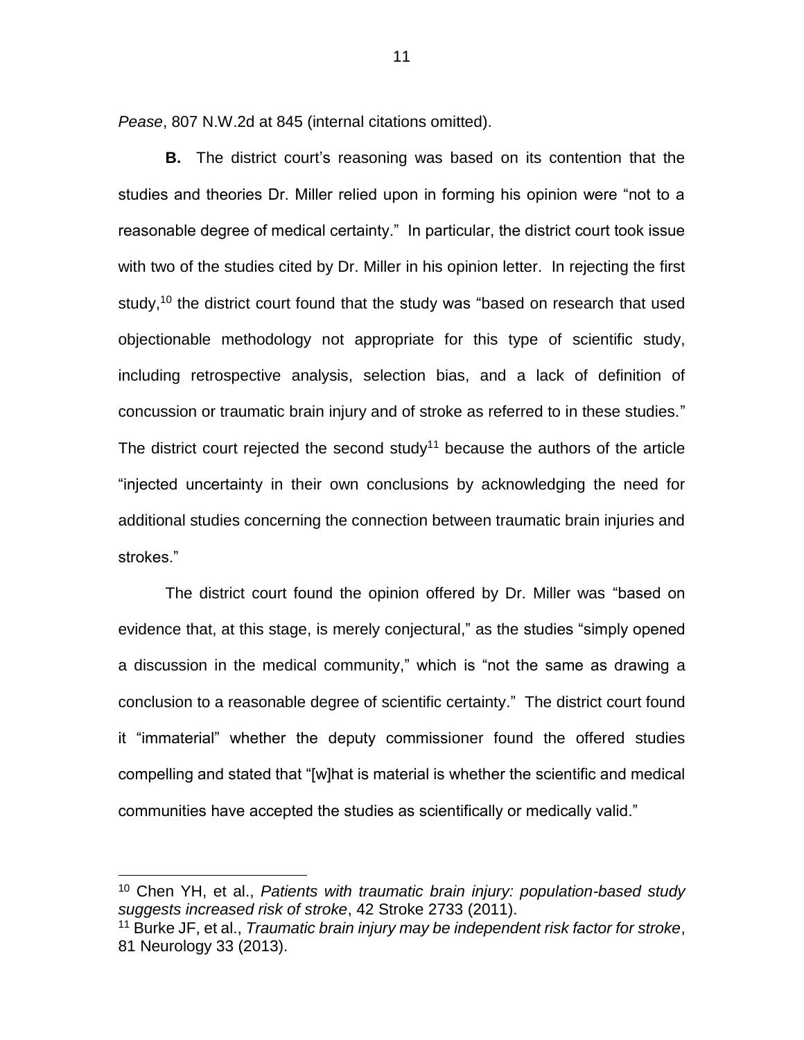*Pease*, 807 N.W.2d at 845 (internal citations omitted).

**B.** The district court's reasoning was based on its contention that the studies and theories Dr. Miller relied upon in forming his opinion were "not to a reasonable degree of medical certainty." In particular, the district court took issue with two of the studies cited by Dr. Miller in his opinion letter. In rejecting the first study,[10] the district court found that the study was "based on research that used objectionable methodology not appropriate for this type of scientific study, including retrospective analysis, selection bias, and a lack of definition of concussion or traumatic brain injury and of stroke as referred to in these studies." The district court rejected the second study[11] because the authors of the article "injected uncertainty in their own conclusions by acknowledging the need for additional studies concerning the connection between traumatic brain injuries and strokes."

The district court found the opinion offered by Dr. Miller was "based on evidence that, at this stage, is merely conjectural," as the studies "simply opened a discussion in the medical community," which is "not the same as drawing a conclusion to a reasonable degree of scientific certainty." The district court found it "immaterial" whether the deputy commissioner found the offered studies compelling and stated that "[w]hat is material is whether the scientific and medical communities have accepted the studies as scientifically or medically valid."

---

[10] Chen YH, et al., *Patients with traumatic brain injury: population-based study suggests increased risk of stroke*, 42 Stroke 2733 (2011).

[11] Burke JF, et al., *Traumatic brain injury may be independent risk factor for stroke*, 81 Neurology 33 (2013).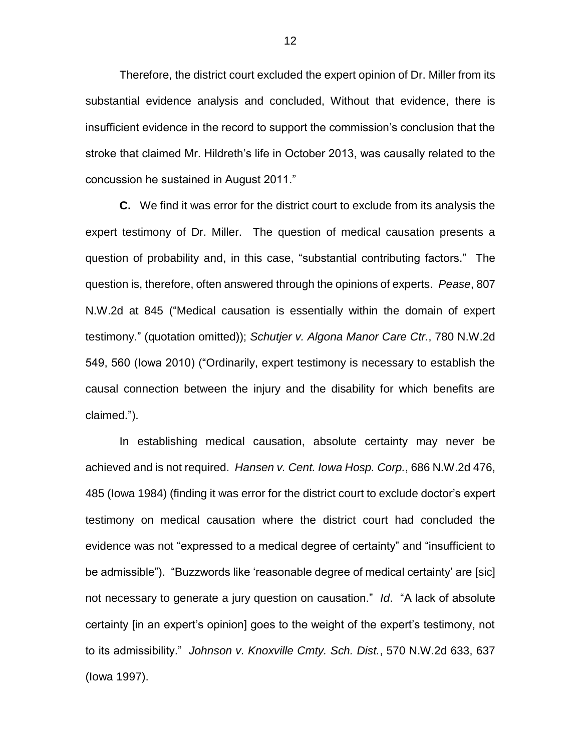Therefore, the district court excluded the expert opinion of Dr. Miller from its substantial evidence analysis and concluded, Without that evidence, there is insufficient evidence in the record to support the commission's conclusion that the stroke that claimed Mr. Hildreth's life in October 2013, was causally related to the concussion he sustained in August 2011."

**C.** We find it was error for the district court to exclude from its analysis the expert testimony of Dr. Miller. The question of medical causation presents a question of probability and, in this case, "substantial contributing factors." The question is, therefore, often answered through the opinions of experts. *Pease*, 807 N.W.2d at 845 ("Medical causation is essentially within the domain of expert testimony." (quotation omitted)); *Schutjer v. Algona Manor Care Ctr.*, 780 N.W.2d 549, 560 (Iowa 2010) ("Ordinarily, expert testimony is necessary to establish the causal connection between the injury and the disability for which benefits are claimed.").

In establishing medical causation, absolute certainty may never be achieved and is not required. *Hansen v. Cent. Iowa Hosp. Corp.*, 686 N.W.2d 476, 485 (Iowa 1984) (finding it was error for the district court to exclude doctor's expert testimony on medical causation where the district court had concluded the evidence was not "expressed to a medical degree of certainty" and "insufficient to be admissible"). "Buzzwords like 'reasonable degree of medical certainty' are [sic] not necessary to generate a jury question on causation." *Id*. "A lack of absolute certainty [in an expert's opinion] goes to the weight of the expert's testimony, not to its admissibility." *Johnson v. Knoxville Cmty. Sch. Dist.*, 570 N.W.2d 633, 637 (Iowa 1997).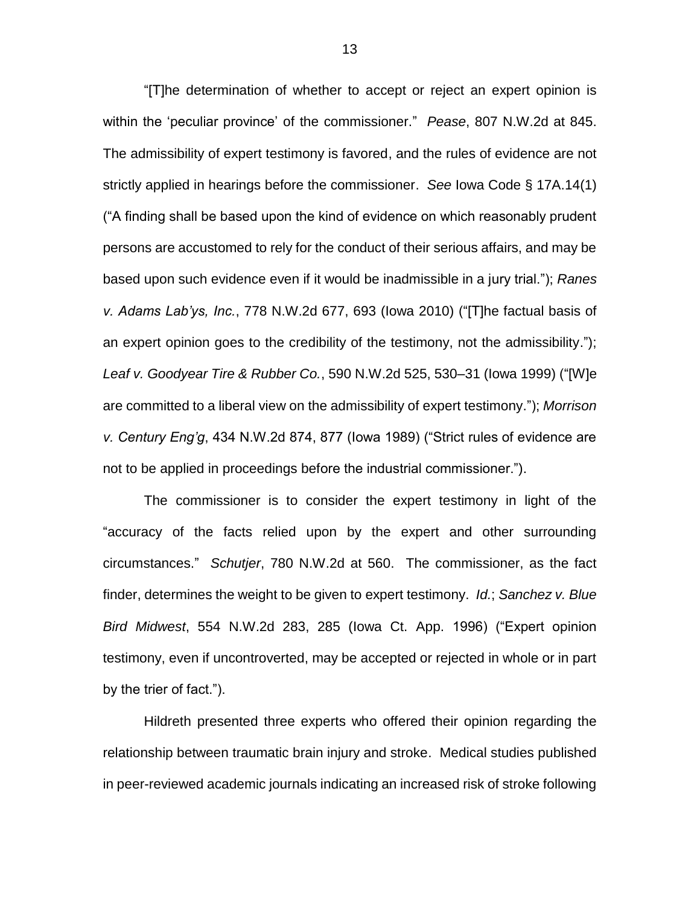"[T]he determination of whether to accept or reject an expert opinion is within the 'peculiar province' of the commissioner." *Pease*, 807 N.W.2d at 845. The admissibility of expert testimony is favored, and the rules of evidence are not strictly applied in hearings before the commissioner. *See* Iowa Code § 17A.14(1) ("A finding shall be based upon the kind of evidence on which reasonably prudent persons are accustomed to rely for the conduct of their serious affairs, and may be based upon such evidence even if it would be inadmissible in a jury trial."); *Ranes v. Adams Lab'ys, Inc.*, 778 N.W.2d 677, 693 (Iowa 2010) ("[T]he factual basis of an expert opinion goes to the credibility of the testimony, not the admissibility."); *Leaf v. Goodyear Tire & Rubber Co.*, 590 N.W.2d 525, 530–31 (Iowa 1999) ("[W]e are committed to a liberal view on the admissibility of expert testimony."); *Morrison v. Century Eng'g*, 434 N.W.2d 874, 877 (Iowa 1989) ("Strict rules of evidence are not to be applied in proceedings before the industrial commissioner.").

The commissioner is to consider the expert testimony in light of the "accuracy of the facts relied upon by the expert and other surrounding circumstances." *Schutjer*, 780 N.W.2d at 560. The commissioner, as the fact finder, determines the weight to be given to expert testimony. *Id.*; *Sanchez v. Blue Bird Midwest*, 554 N.W.2d 283, 285 (Iowa Ct. App. 1996) ("Expert opinion testimony, even if uncontroverted, may be accepted or rejected in whole or in part by the trier of fact.").

Hildreth presented three experts who offered their opinion regarding the relationship between traumatic brain injury and stroke. Medical studies published in peer-reviewed academic journals indicating an increased risk of stroke following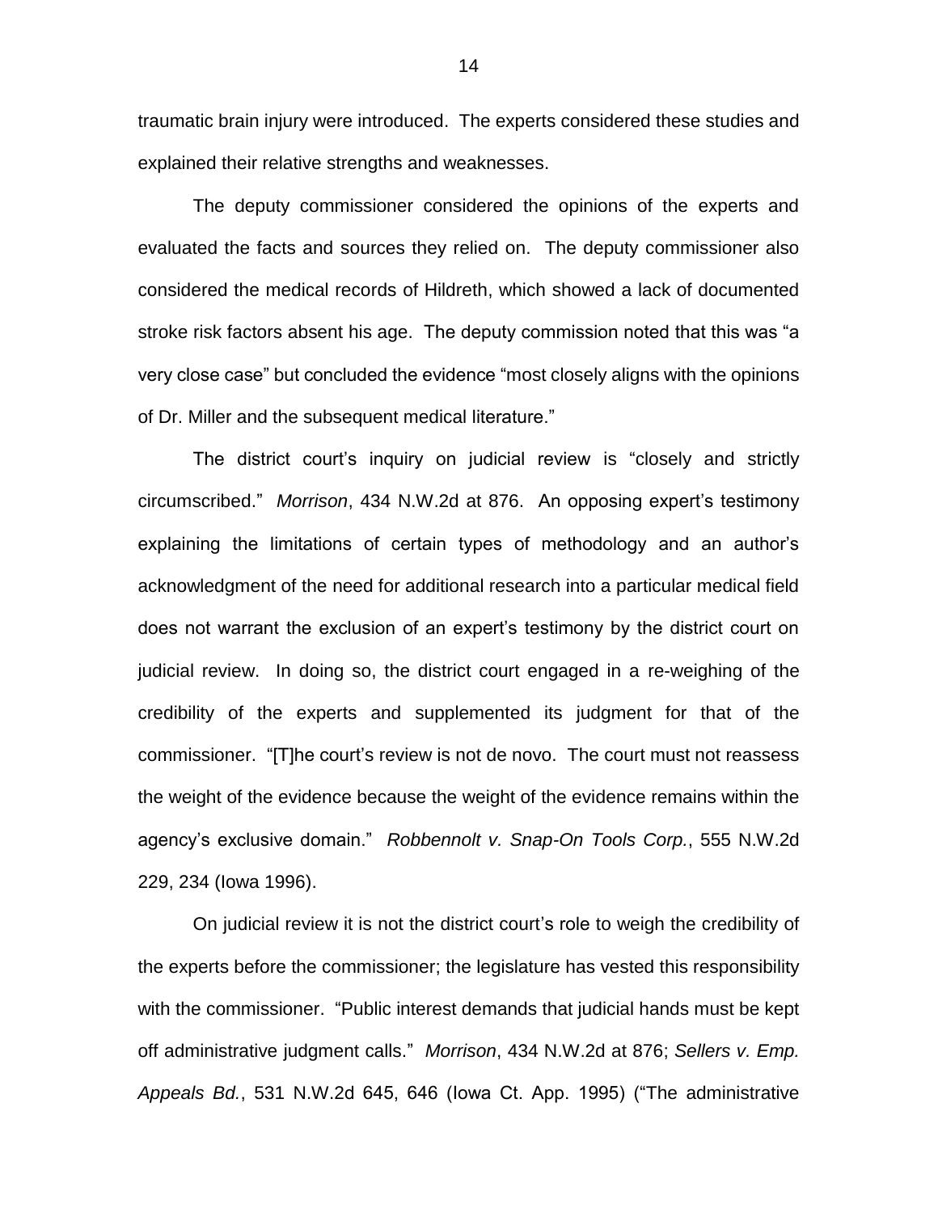traumatic brain injury were introduced. The experts considered these studies and explained their relative strengths and weaknesses.

The deputy commissioner considered the opinions of the experts and evaluated the facts and sources they relied on. The deputy commissioner also considered the medical records of Hildreth, which showed a lack of documented stroke risk factors absent his age. The deputy commission noted that this was "a very close case" but concluded the evidence "most closely aligns with the opinions of Dr. Miller and the subsequent medical literature."

The district court's inquiry on judicial review is "closely and strictly circumscribed." *Morrison*, 434 N.W.2d at 876. An opposing expert's testimony explaining the limitations of certain types of methodology and an author's acknowledgment of the need for additional research into a particular medical field does not warrant the exclusion of an expert's testimony by the district court on judicial review. In doing so, the district court engaged in a re-weighing of the credibility of the experts and supplemented its judgment for that of the commissioner. "[T]he court's review is not de novo. The court must not reassess the weight of the evidence because the weight of the evidence remains within the agency's exclusive domain." *Robbennolt v. Snap-On Tools Corp.*, 555 N.W.2d 229, 234 (Iowa 1996).

On judicial review it is not the district court's role to weigh the credibility of the experts before the commissioner; the legislature has vested this responsibility with the commissioner. "Public interest demands that judicial hands must be kept off administrative judgment calls." *Morrison*, 434 N.W.2d at 876; *Sellers v. Emp. Appeals Bd.*, 531 N.W.2d 645, 646 (Iowa Ct. App. 1995) ("The administrative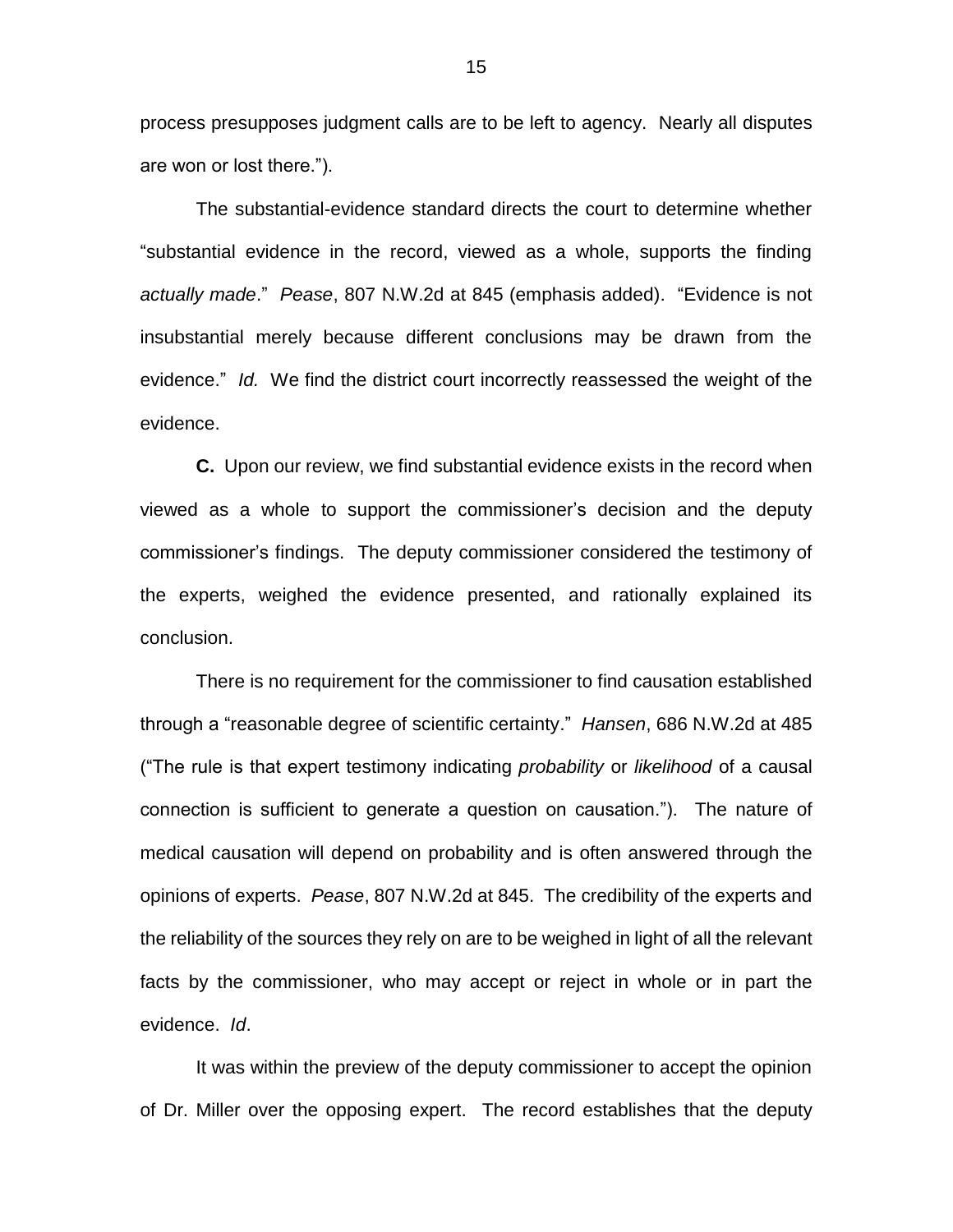process presupposes judgment calls are to be left to agency. Nearly all disputes are won or lost there.").

The substantial-evidence standard directs the court to determine whether "substantial evidence in the record, viewed as a whole, supports the finding *actually made*." *Pease*, 807 N.W.2d at 845 (emphasis added). "Evidence is not insubstantial merely because different conclusions may be drawn from the evidence." *Id.* We find the district court incorrectly reassessed the weight of the evidence.

**C.** Upon our review, we find substantial evidence exists in the record when viewed as a whole to support the commissioner's decision and the deputy commissioner's findings. The deputy commissioner considered the testimony of the experts, weighed the evidence presented, and rationally explained its conclusion.

There is no requirement for the commissioner to find causation established through a "reasonable degree of scientific certainty." *Hansen*, 686 N.W.2d at 485 ("The rule is that expert testimony indicating *probability* or *likelihood* of a causal connection is sufficient to generate a question on causation."). The nature of medical causation will depend on probability and is often answered through the opinions of experts. *Pease*, 807 N.W.2d at 845. The credibility of the experts and the reliability of the sources they rely on are to be weighed in light of all the relevant facts by the commissioner, who may accept or reject in whole or in part the evidence. *Id*.

It was within the preview of the deputy commissioner to accept the opinion of Dr. Miller over the opposing expert. The record establishes that the deputy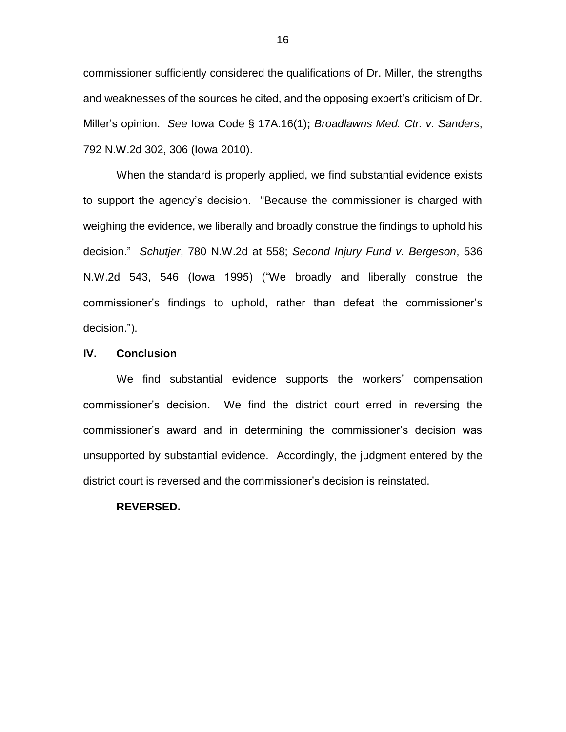commissioner sufficiently considered the qualifications of Dr. Miller, the strengths and weaknesses of the sources he cited, and the opposing expert's criticism of Dr. Miller's opinion. *See* Iowa Code § 17A.16(1)**;** *Broadlawns Med. Ctr. v. Sanders*, 792 N.W.2d 302, 306 (Iowa 2010).

When the standard is properly applied, we find substantial evidence exists to support the agency's decision. "Because the commissioner is charged with weighing the evidence, we liberally and broadly construe the findings to uphold his decision." *Schutjer*, 780 N.W.2d at 558; *Second Injury Fund v. Bergeson*, 536 N.W.2d 543, 546 (Iowa 1995) ("We broadly and liberally construe the commissioner's findings to uphold, rather than defeat the commissioner's decision.").

## IV. Conclusion

We find substantial evidence supports the workers' compensation commissioner's decision. We find the district court erred in reversing the commissioner's award and in determining the commissioner's decision was unsupported by substantial evidence. Accordingly, the judgment entered by the district court is reversed and the commissioner's decision is reinstated.

**REVERSED.**